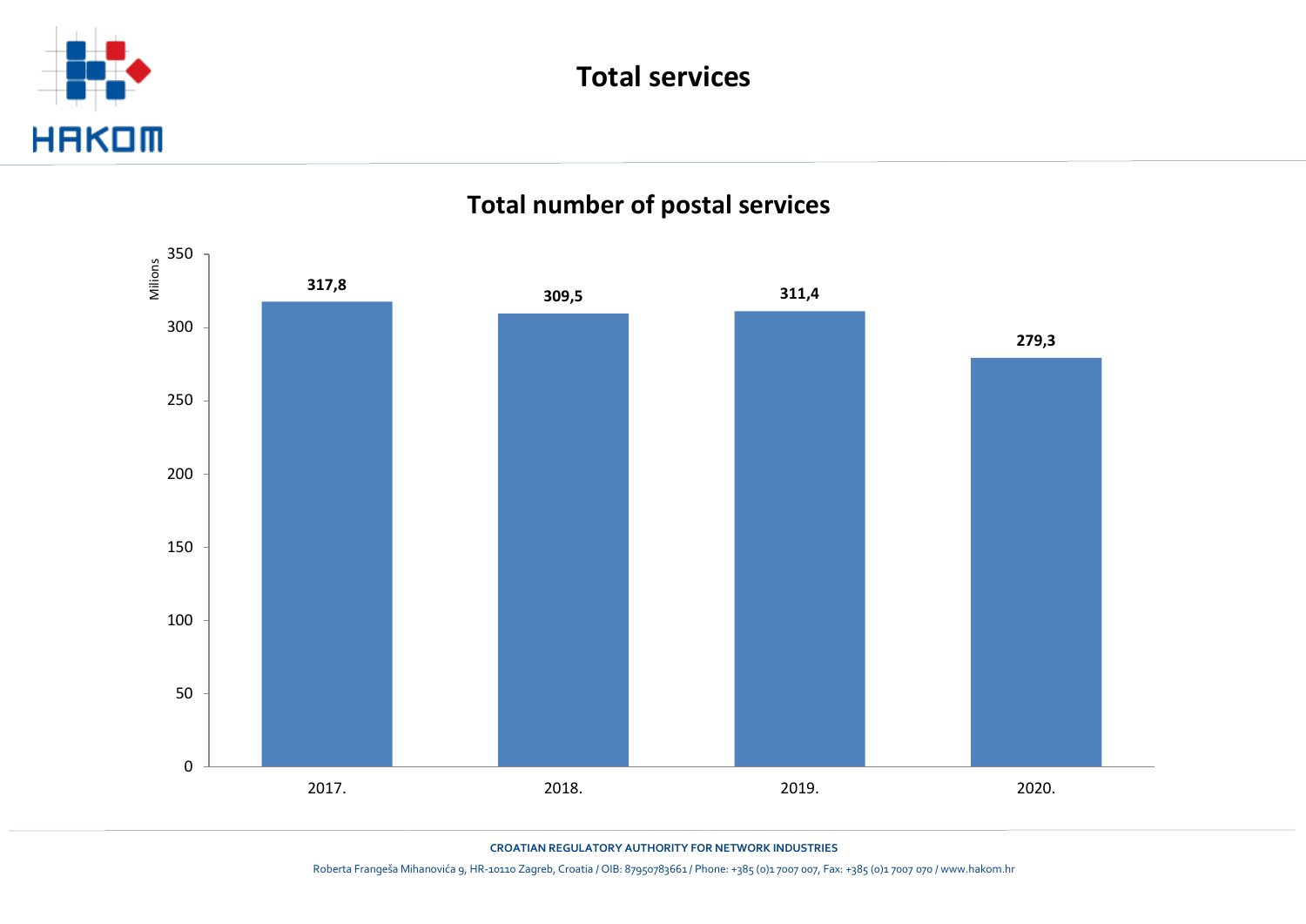# Total services

## Total number of postal services

| Year | Milions |
|---|---|
| 2017. | 317,8 |
| 2018. | 309,5 |
| 2019. | 311,4 |
| 2020. | 279,3 |

**CROATIAN REGULATORY AUTHORITY FOR NETWORK INDUSTRIES**

Roberta Frangeša Mihanovića 9, HR-10110 Zagreb, Croatia / OIB: 87950783661 / Phone: +385 (0)1 7007 007, Fax: +385 (0)1 7007 070 / www.hakom.hr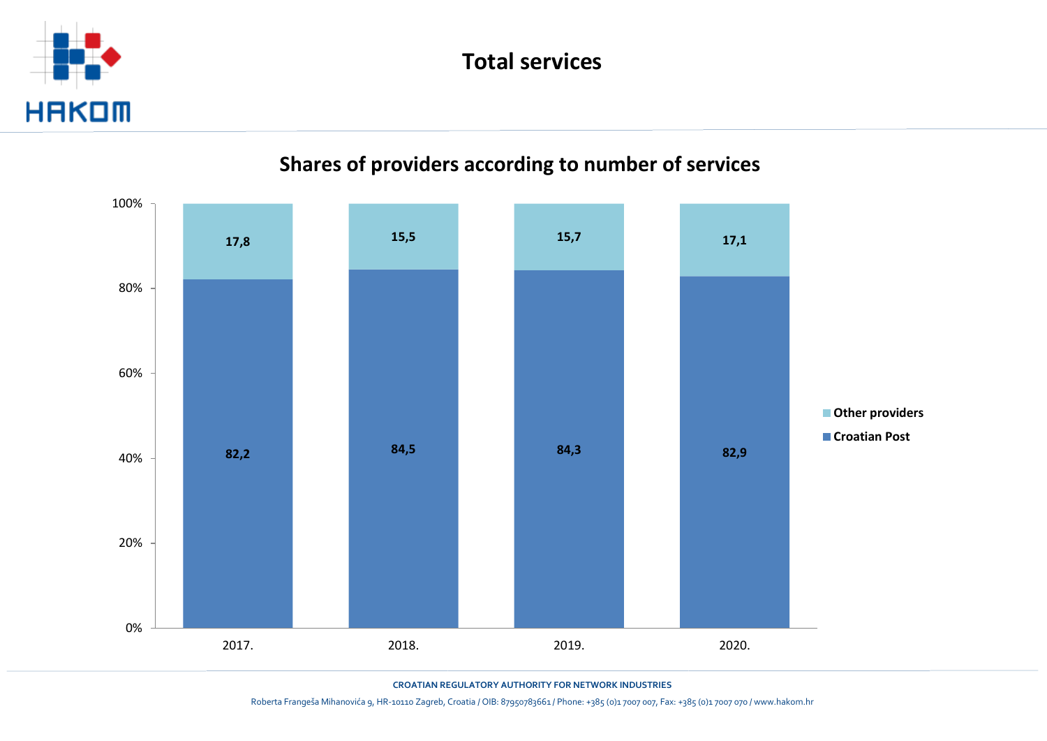# Total services

## Shares of providers according to number of services

| | 2017. | 2018. | 2019. | 2020. |
|---|---|---|---|---|
| Other providers | 17,8 | 15,5 | 15,7 | 17,1 |
| Croatian Post | 82,2 | 84,5 | 84,3 | 82,9 |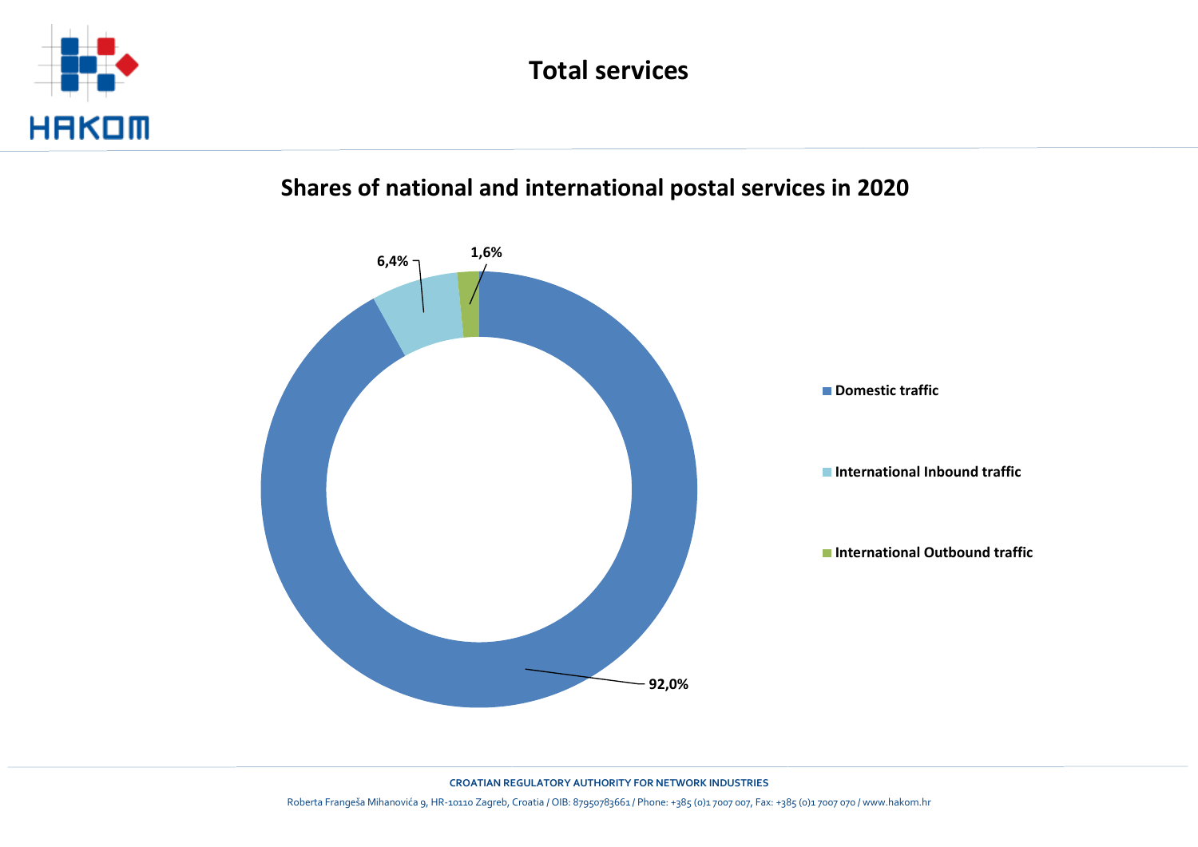# Total services

## Shares of national and international postal services in 2020

| Category | Share |
|---|---|
| Domestic traffic | 92,0% |
| International Inbound traffic | 6,4% |
| International Outbound traffic | 1,6% |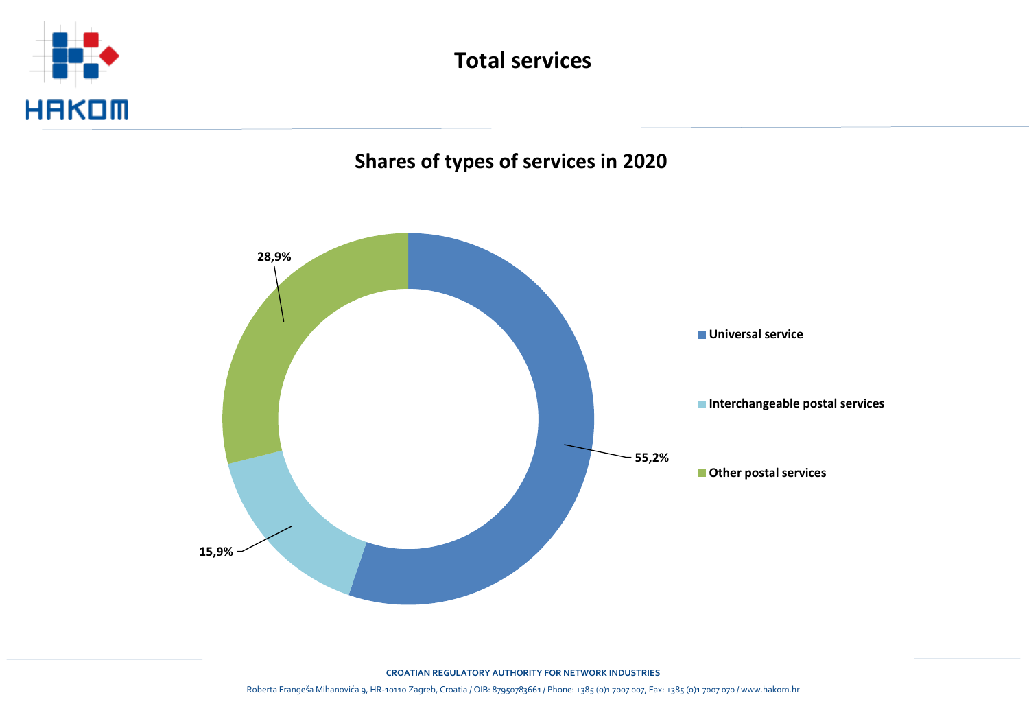# Total services

## Shares of types of services in 2020

| Type of service | Share |
| --- | --- |
| Universal service | 55,2% |
| Interchangeable postal services | 15,9% |
| Other postal services | 28,9% |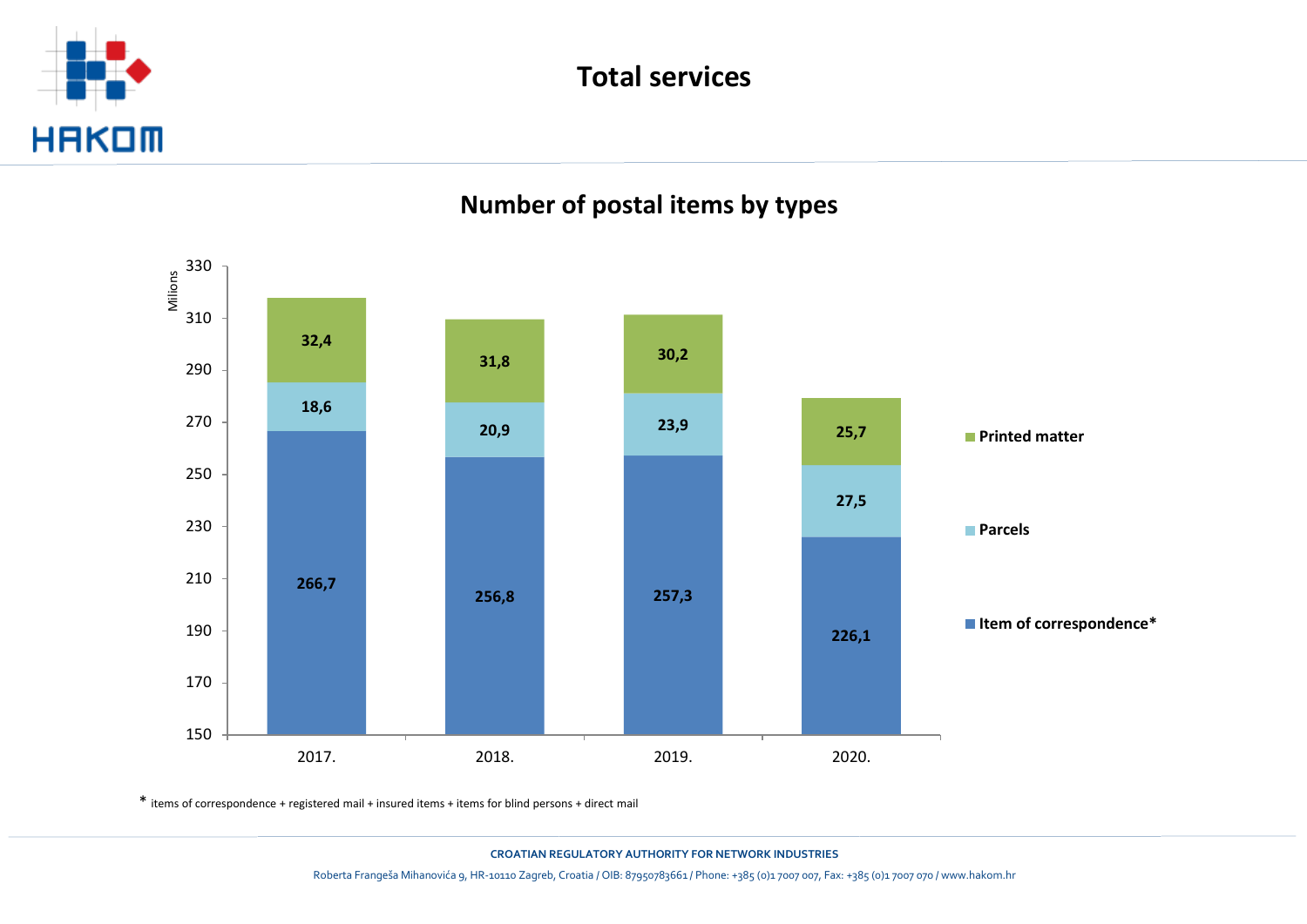# Total services

## Number of postal items by types

Milions

| | 2017. | 2018. | 2019. | 2020. |
|---|---|---|---|---|
| Printed matter | 32,4 | 31,8 | 30,2 | 25,7 |
| Parcels | 18,6 | 20,9 | 23,9 | 27,5 |
| Item of correspondence* | 266,7 | 256,8 | 257,3 | 226,1 |

* items of correspondence + registered mail + insured items + items for blind persons + direct mail

**CROATIAN REGULATORY AUTHORITY FOR NETWORK INDUSTRIES**

Roberta Frangeša Mihanovića 9, HR-10110 Zagreb, Croatia / OIB: 87950783661 / Phone: +385 (0)1 7007 007, Fax: +385 (0)1 7007 070 / www.hakom.hr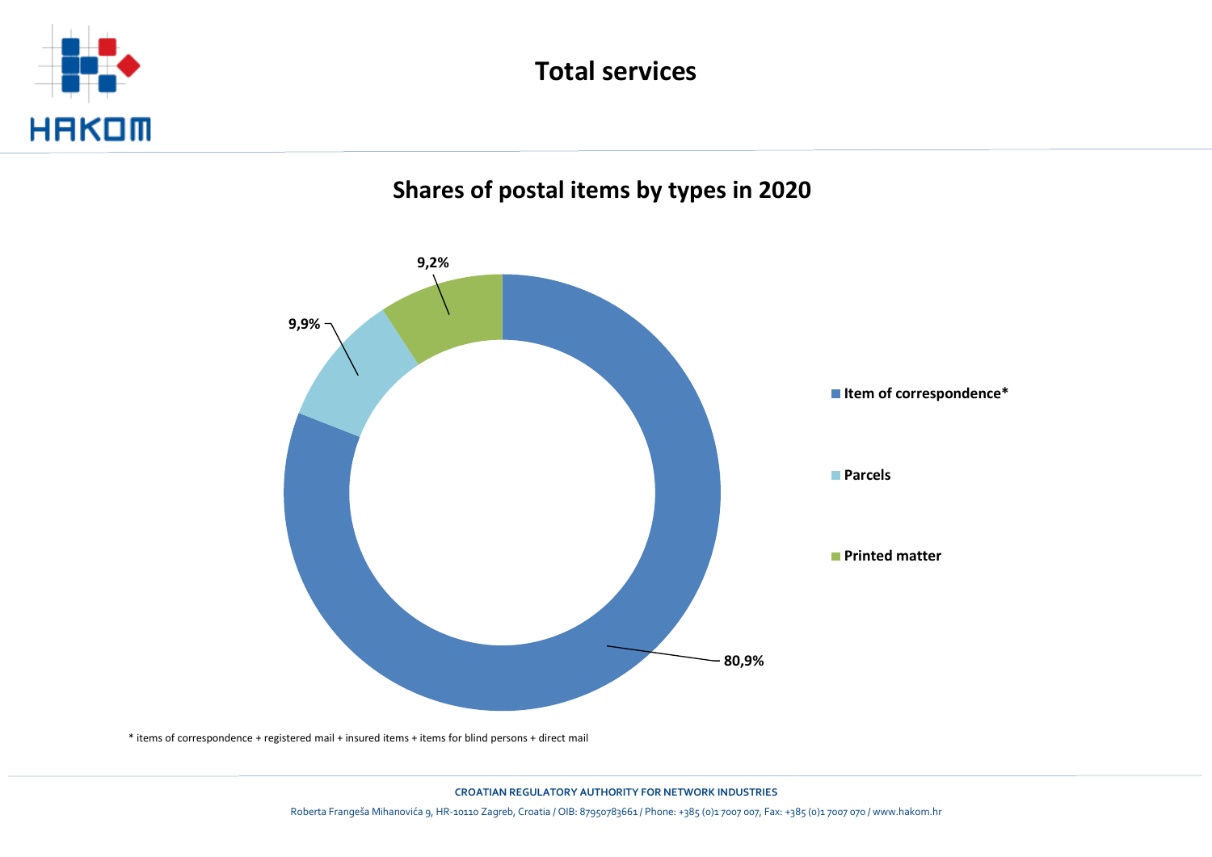# Total services

## Shares of postal items by types in 2020

9,2%

9,9%

80,9%

Item of correspondence*

Parcels

Printed matter

* items of correspondence + registered mail + insured items + items for blind persons + direct mail

CROATIAN REGULATORY AUTHORITY FOR NETWORK INDUSTRIES

Roberta Frangeša Mihanovića 9, HR-10110 Zagreb, Croatia / OIB: 87950783661 / Phone: +385 (0)1 7007 007, Fax: +385 (0)1 7007 070 / www.hakom.hr